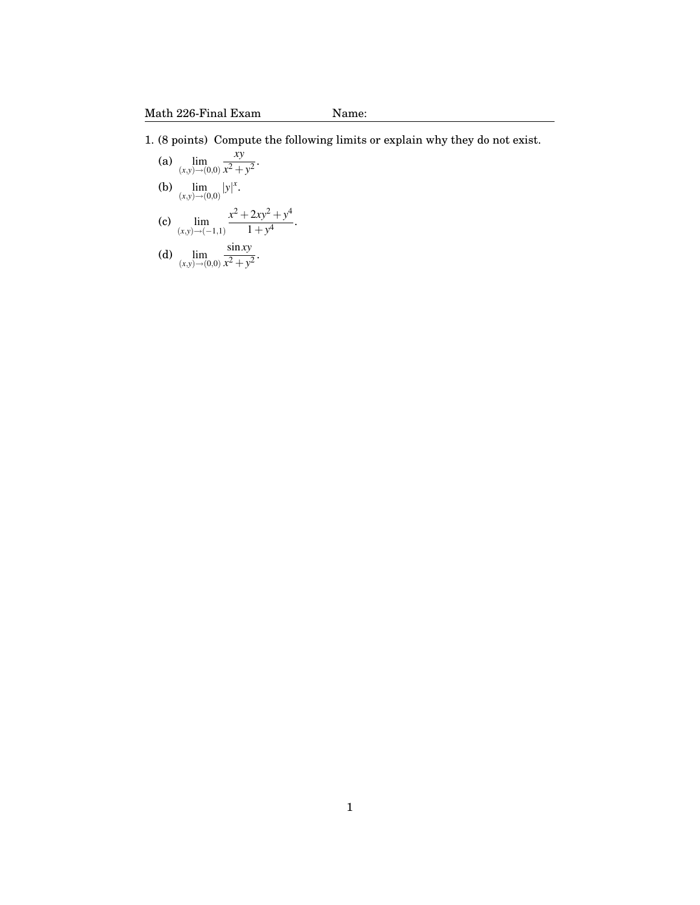Math 226-Final Exam Name:

1. (8 points) Compute the following limits or explain why they do not exist.

   (a) $\displaystyle\lim_{(x,y)\to(0,0)} \frac{xy}{x^2+y^2}$.

   (b) $\displaystyle\lim_{(x,y)\to(0,0)} |y|^x$.

   (c) $\displaystyle\lim_{(x,y)\to(-1,1)} \frac{x^2+2xy^2+y^4}{1+y^4}$.

   (d) $\displaystyle\lim_{(x,y)\to(0,0)} \frac{\sin xy}{x^2+y^2}$.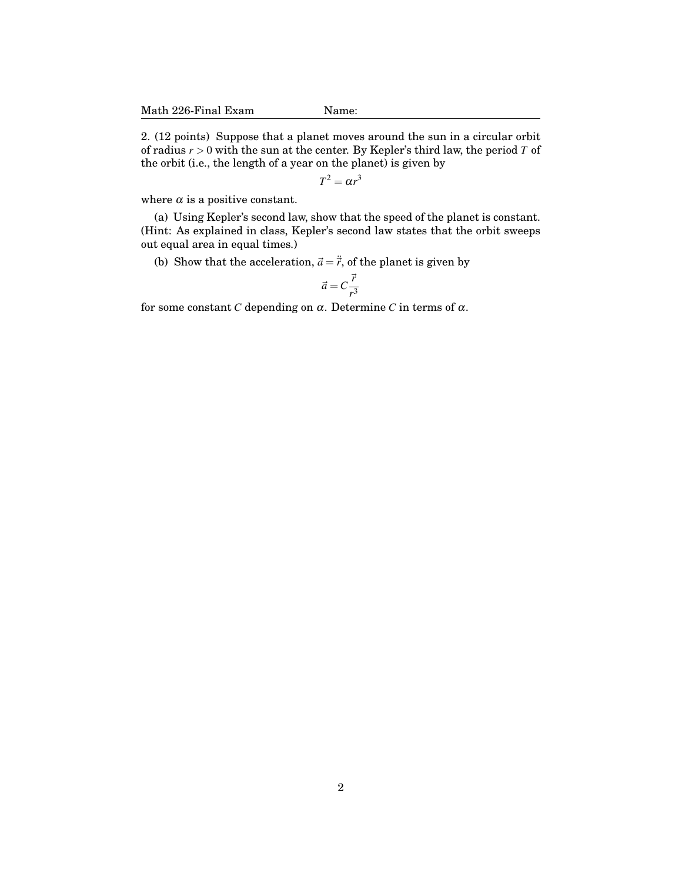2. (12 points) Suppose that a planet moves around the sun in a circular orbit of radius $r > 0$ with the sun at the center. By Kepler's third law, the period $T$ of the orbit (i.e., the length of a year on the planet) is given by

$$T^2 = \alpha r^3$$

where $\alpha$ is a positive constant.

(a) Using Kepler's second law, show that the speed of the planet is constant. (Hint: As explained in class, Kepler's second law states that the orbit sweeps out equal area in equal times.)

(b) Show that the acceleration, $\vec{a} = \ddot{\vec{r}}$, of the planet is given by

$$\vec{a} = C\frac{\vec{r}}{r^3}$$

for some constant $C$ depending on $\alpha$. Determine $C$ in terms of $\alpha$.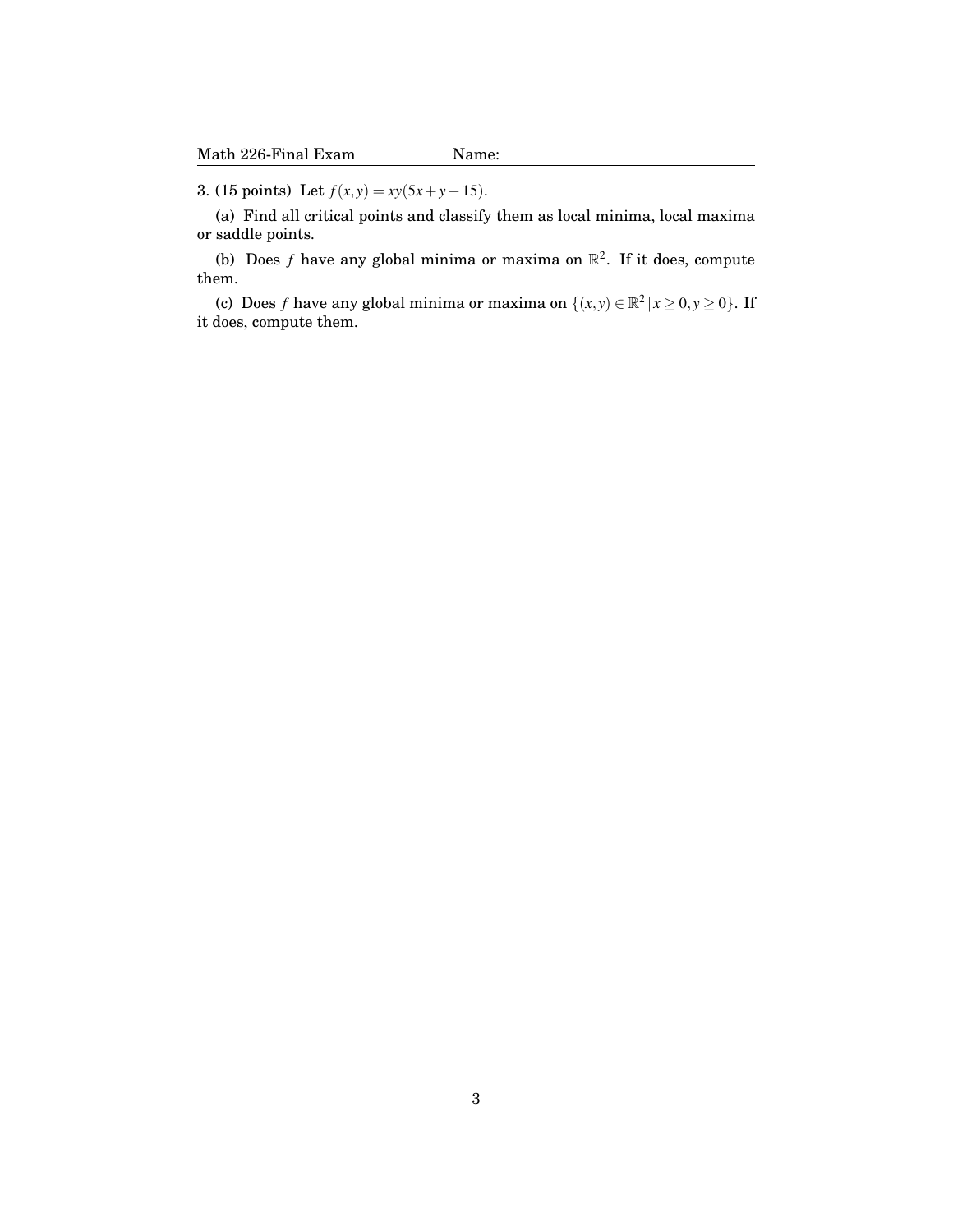3. (15 points) Let $f(x,y) = xy(5x+y-15)$.

(a) Find all critical points and classify them as local minima, local maxima or saddle points.

(b) Does $f$ have any global minima or maxima on $\mathbb{R}^2$. If it does, compute them.

(c) Does $f$ have any global minima or maxima on $\{(x,y) \in \mathbb{R}^2 \,|\, x \geq 0, y \geq 0\}$. If it does, compute them.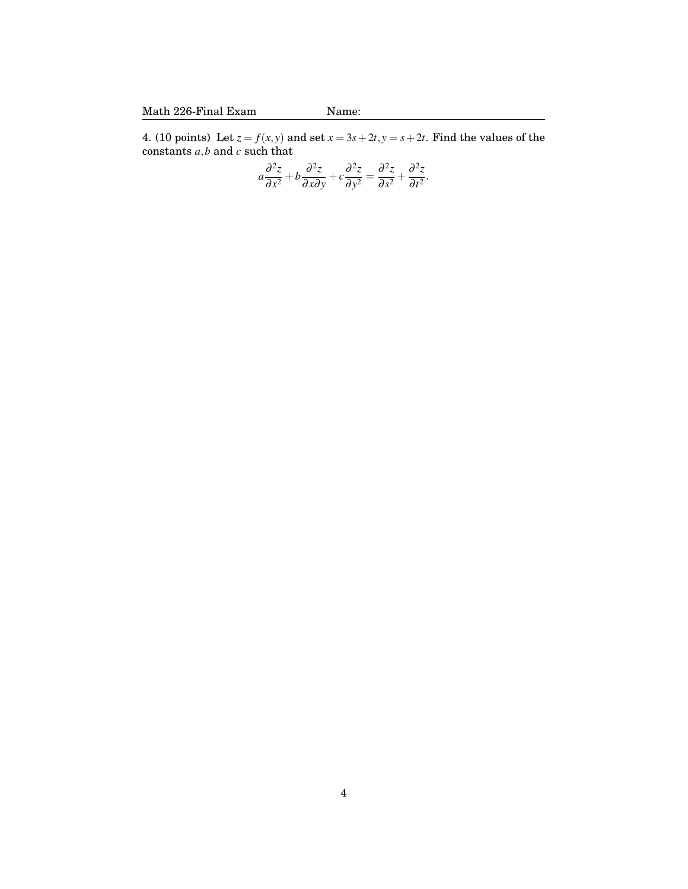4. (10 points) Let $z = f(x, y)$ and set $x = 3s + 2t, y = s + 2t$. Find the values of the constants $a, b$ and $c$ such that

$$a\frac{\partial^2 z}{\partial x^2} + b\frac{\partial^2 z}{\partial x \partial y} + c\frac{\partial^2 z}{\partial y^2} = \frac{\partial^2 z}{\partial s^2} + \frac{\partial^2 z}{\partial t^2}.$$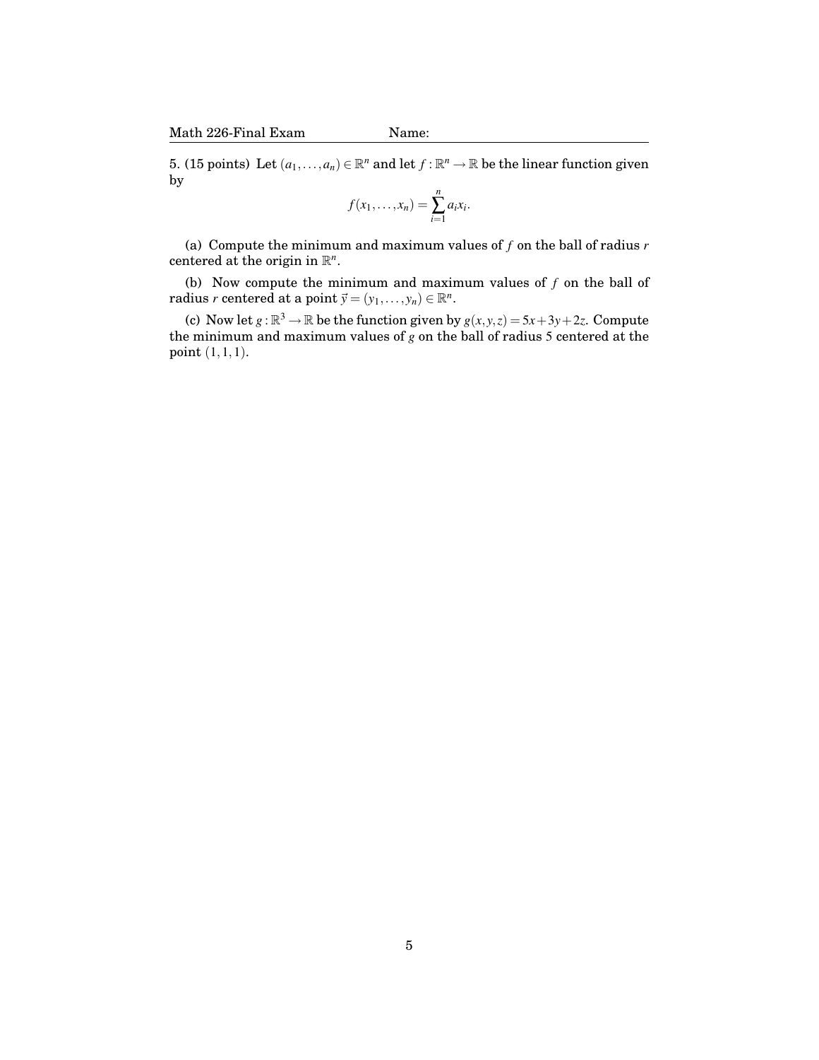5. (15 points) Let $(a_1, \ldots, a_n) \in \mathbb{R}^n$ and let $f : \mathbb{R}^n \to \mathbb{R}$ be the linear function given by

$$f(x_1, \ldots, x_n) = \sum_{i=1}^{n} a_i x_i.$$

(a) Compute the minimum and maximum values of $f$ on the ball of radius $r$ centered at the origin in $\mathbb{R}^n$.

(b) Now compute the minimum and maximum values of $f$ on the ball of radius $r$ centered at a point $\vec{y} = (y_1, \ldots, y_n) \in \mathbb{R}^n$.

(c) Now let $g : \mathbb{R}^3 \to \mathbb{R}$ be the function given by $g(x, y, z) = 5x + 3y + 2z$. Compute the minimum and maximum values of $g$ on the ball of radius 5 centered at the point $(1, 1, 1)$.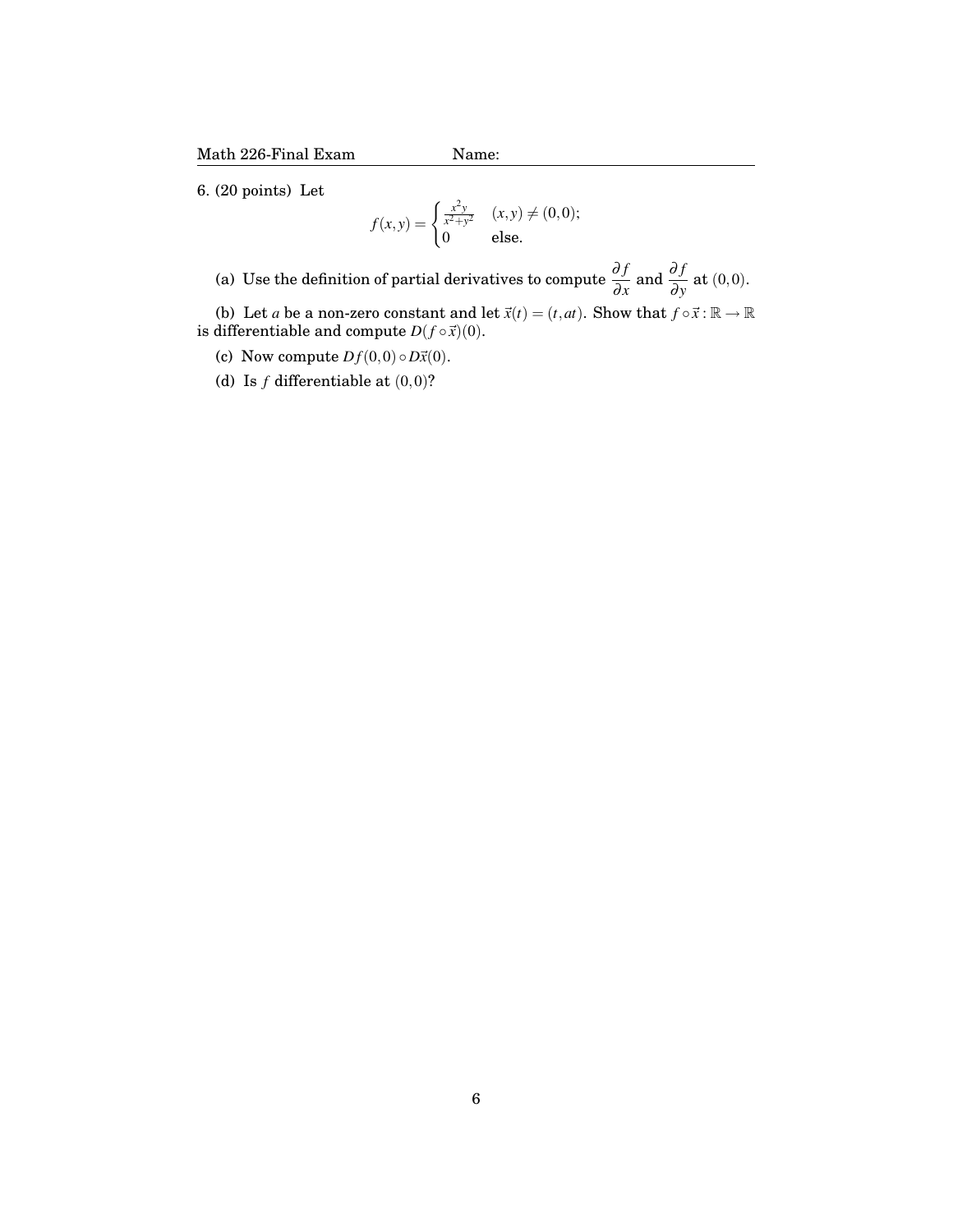6. (20 points) Let

$$f(x,y) = \begin{cases} \frac{x^2 y}{x^2+y^2} & (x,y) \neq (0,0); \\ 0 & \text{else.} \end{cases}$$

(a) Use the definition of partial derivatives to compute $\dfrac{\partial f}{\partial x}$ and $\dfrac{\partial f}{\partial y}$ at $(0,0)$.

(b) Let $a$ be a non-zero constant and let $\vec{x}(t) = (t, at)$. Show that $f \circ \vec{x} : \mathbb{R} \to \mathbb{R}$ is differentiable and compute $D(f \circ \vec{x})(0)$.

(c) Now compute $Df(0,0) \circ D\vec{x}(0)$.

(d) Is $f$ differentiable at $(0,0)$?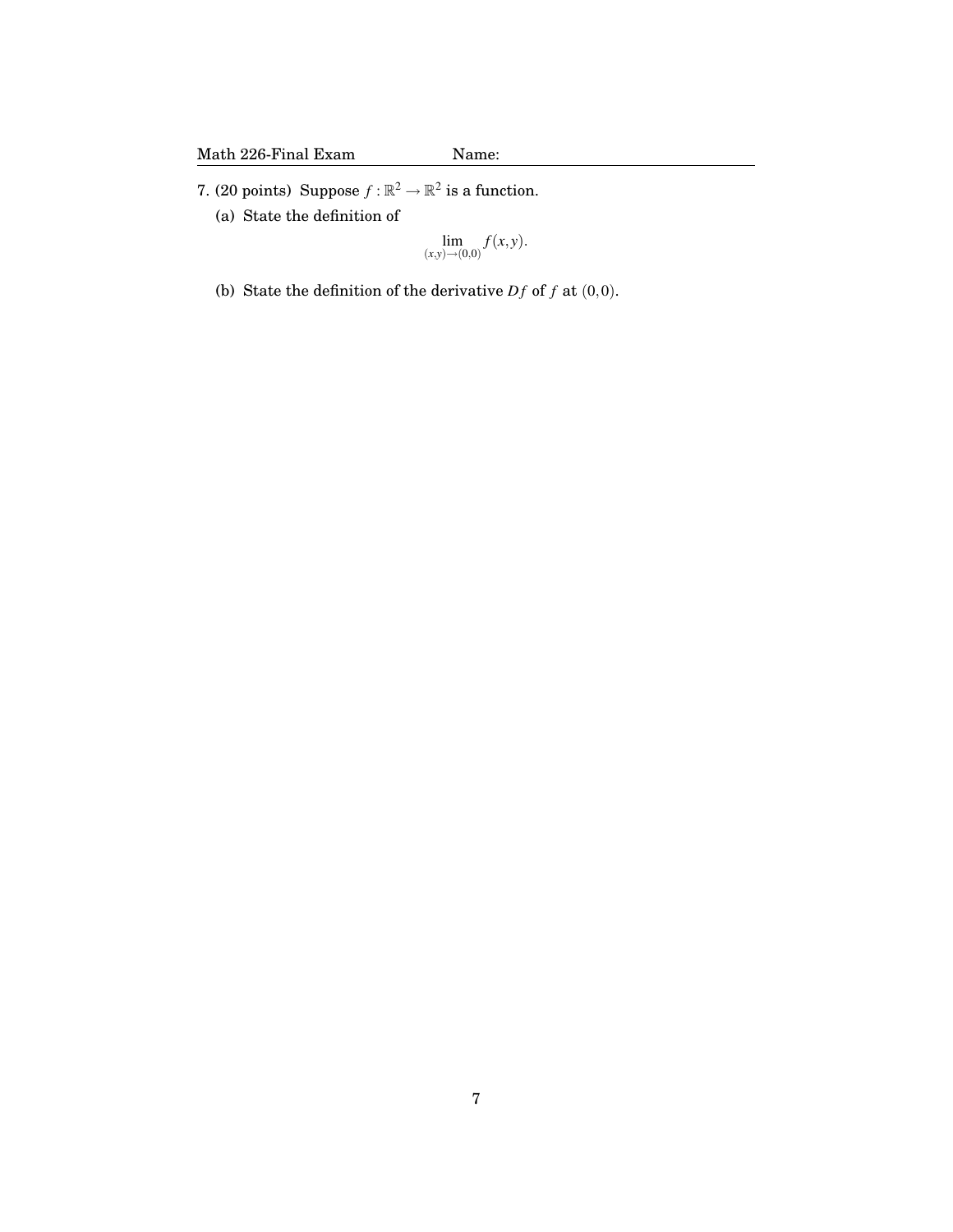7. (20 points) Suppose $f : \mathbb{R}^2 \to \mathbb{R}^2$ is a function.

(a) State the definition of

$$\lim_{(x,y)\to(0,0)} f(x,y).$$

(b) State the definition of the derivative $Df$ of $f$ at $(0,0)$.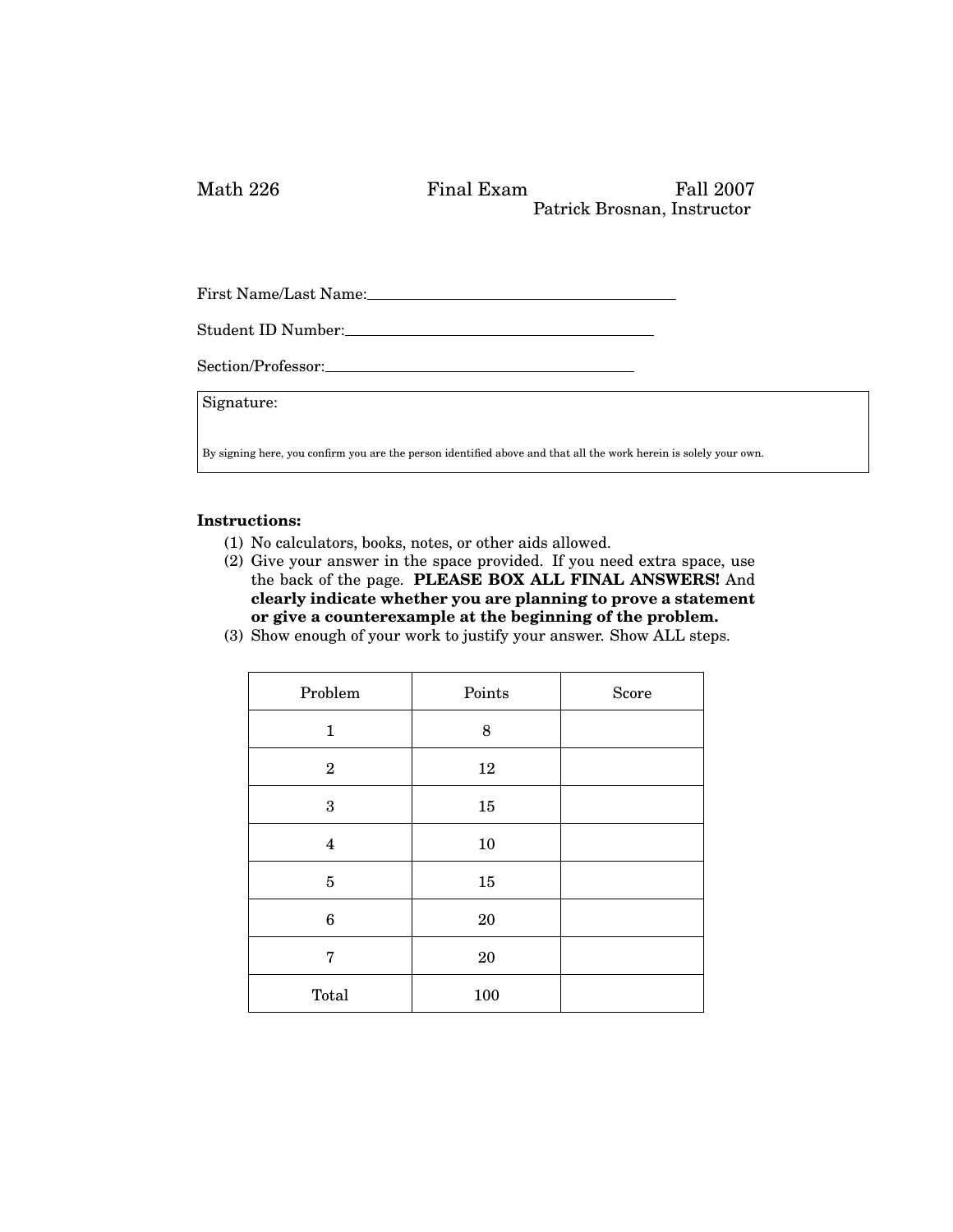Math 226 Final Exam Fall 2007

Patrick Brosnan, Instructor

First Name/Last Name:\_\_\_\_\_\_\_\_\_\_\_\_\_\_\_\_\_\_\_\_\_\_\_\_\_\_\_\_\_\_\_\_

Student ID Number:\_\_\_\_\_\_\_\_\_\_\_\_\_\_\_\_\_\_\_\_\_\_\_\_\_\_\_\_\_\_\_\_

Section/Professor:\_\_\_\_\_\_\_\_\_\_\_\_\_\_\_\_\_\_\_\_\_\_\_\_\_\_\_\_\_\_\_\_

Signature:

By signing here, you confirm you are the person identified above and that all the work herein is solely your own.

**Instructions:**

(1) No calculators, books, notes, or other aids allowed.
(2) Give your answer in the space provided. If you need extra space, use the back of the page. **PLEASE BOX ALL FINAL ANSWERS!** And **clearly indicate whether you are planning to prove a statement or give a counterexample at the beginning of the problem.**
(3) Show enough of your work to justify your answer. Show ALL steps.

| Problem | Points | Score |
|---|---|---|
| 1 | 8 | |
| 2 | 12 | |
| 3 | 15 | |
| 4 | 10 | |
| 5 | 15 | |
| 6 | 20 | |
| 7 | 20 | |
| Total | 100 | |